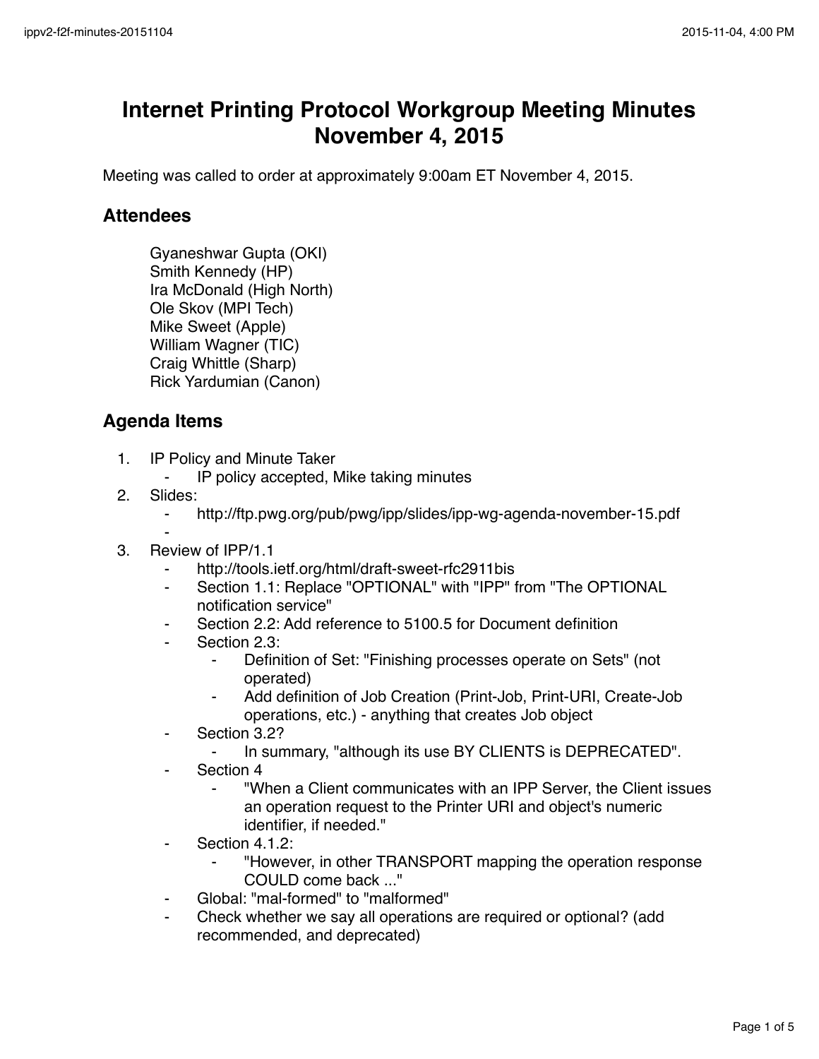# Internet Printing Protocol Workgroup Meeting Minutes November 4, 2015

Meeting was called to order at approximately 9:00am ET November 4, 2015.

## Attendees

Gyaneshwar Gupta (OKI)
Smith Kennedy (HP)
Ira McDonald (High North)
Ole Skov (MPI Tech)
Mike Sweet (Apple)
William Wagner (TIC)
Craig Whittle (Sharp)
Rick Yardumian (Canon)

## Agenda Items

1. IP Policy and Minute Taker
    - IP policy accepted, Mike taking minutes
2. Slides:
    - http://ftp.pwg.org/pub/pwg/ipp/slides/ipp-wg-agenda-november-15.pdf
    -
3. Review of IPP/1.1
    - http://tools.ietf.org/html/draft-sweet-rfc2911bis
    - Section 1.1: Replace "OPTIONAL" with "IPP" from "The OPTIONAL notification service"
    - Section 2.2: Add reference to 5100.5 for Document definition
    - Section 2.3:
        - Definition of Set: "Finishing processes operate on Sets" (not operated)
        - Add definition of Job Creation (Print-Job, Print-URI, Create-Job operations, etc.) - anything that creates Job object
    - Section 3.2?
        - In summary, "although its use BY CLIENTS is DEPRECATED".
    - Section 4
        - "When a Client communicates with an IPP Server, the Client issues an operation request to the Printer URI and object's numeric identifier, if needed."
    - Section 4.1.2:
        - "However, in other TRANSPORT mapping the operation response COULD come back ..."
    - Global: "mal-formed" to "malformed"
    - Check whether we say all operations are required or optional? (add recommended, and deprecated)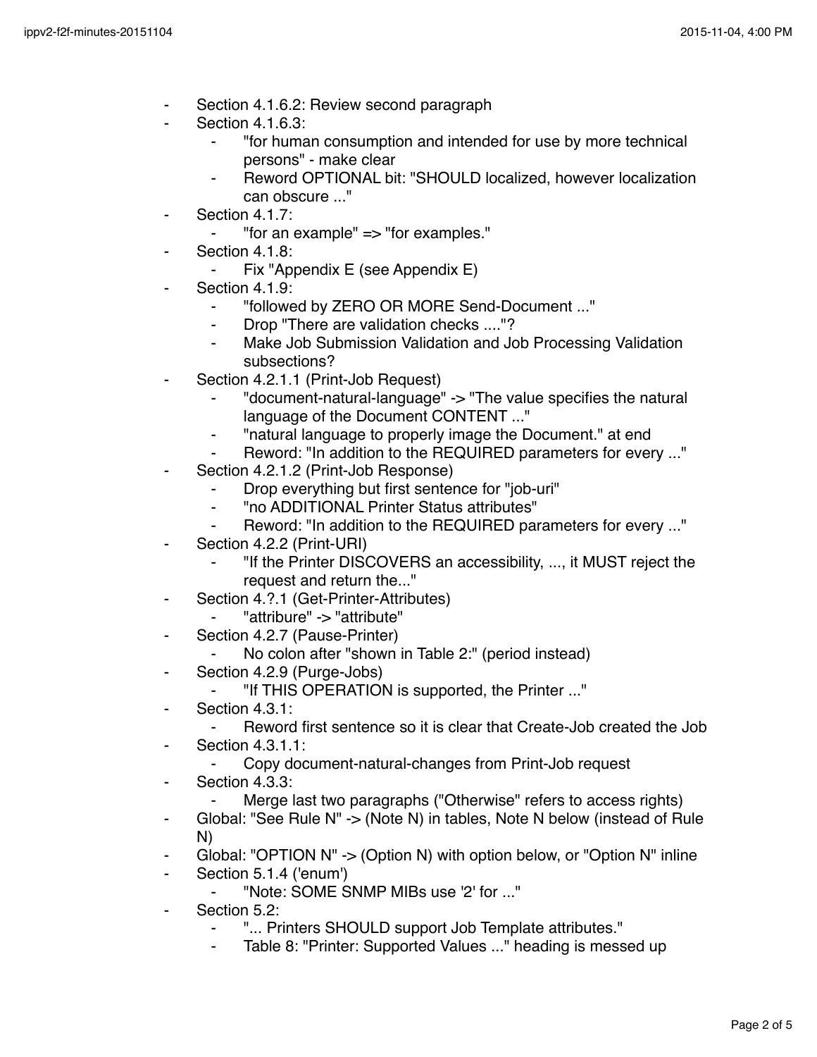- Section 4.1.6.2: Review second paragraph
- Section 4.1.6.3:
    - "for human consumption and intended for use by more technical persons" - make clear
    - Reword OPTIONAL bit: "SHOULD localized, however localization can obscure ..."
- Section 4.1.7:
    - "for an example" => "for examples."
- Section 4.1.8:
    - Fix "Appendix E (see Appendix E)
- Section 4.1.9:
    - "followed by ZERO OR MORE Send-Document ..."
    - Drop "There are validation checks ...."?
    - Make Job Submission Validation and Job Processing Validation subsections?
- Section 4.2.1.1 (Print-Job Request)
    - "document-natural-language" -> "The value specifies the natural language of the Document CONTENT ..."
    - "natural language to properly image the Document." at end
    - Reword: "In addition to the REQUIRED parameters for every ..."
- Section 4.2.1.2 (Print-Job Response)
    - Drop everything but first sentence for "job-uri"
    - "no ADDITIONAL Printer Status attributes"
    - Reword: "In addition to the REQUIRED parameters for every ..."
- Section 4.2.2 (Print-URI)
    - "If the Printer DISCOVERS an accessibility, ..., it MUST reject the request and return the..."
- Section 4.?.1 (Get-Printer-Attributes)
    - "attribure" -> "attribute"
- Section 4.2.7 (Pause-Printer)
    - No colon after "shown in Table 2:" (period instead)
- Section 4.2.9 (Purge-Jobs)
    - "If THIS OPERATION is supported, the Printer ..."
- Section 4.3.1:
    - Reword first sentence so it is clear that Create-Job created the Job
- Section 4.3.1.1:
    - Copy document-natural-changes from Print-Job request
- Section 4.3.3:
    - Merge last two paragraphs ("Otherwise" refers to access rights)
- Global: "See Rule N" -> (Note N) in tables, Note N below (instead of Rule N)
- Global: "OPTION N" -> (Option N) with option below, or "Option N" inline
- Section 5.1.4 ('enum')
    - "Note: SOME SNMP MIBs use '2' for ..."
- Section 5.2:
    - "... Printers SHOULD support Job Template attributes."
    - Table 8: "Printer: Supported Values ..." heading is messed up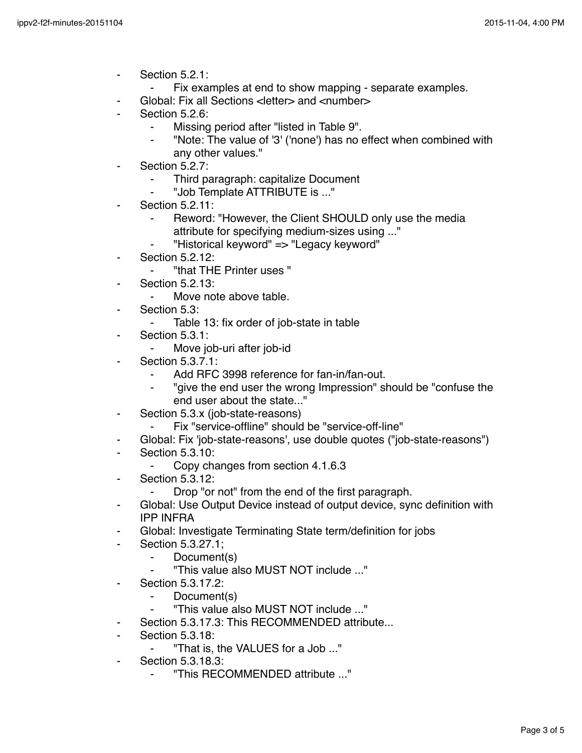- Section 5.2.1:
    - Fix examples at end to show mapping - separate examples.
- Global: Fix all Sections <letter> and <number>
- Section 5.2.6:
    - Missing period after "listed in Table 9".
    - "Note: The value of '3' ('none') has no effect when combined with any other values."
- Section 5.2.7:
    - Third paragraph: capitalize Document
    - "Job Template ATTRIBUTE is ..."
- Section 5.2.11:
    - Reword: "However, the Client SHOULD only use the media attribute for specifying medium-sizes using ..."
    - "Historical keyword" => "Legacy keyword"
- Section 5.2.12:
    - "that THE Printer uses "
- Section 5.2.13:
    - Move note above table.
- Section 5.3:
    - Table 13: fix order of job-state in table
- Section 5.3.1:
    - Move job-uri after job-id
- Section 5.3.7.1:
    - Add RFC 3998 reference for fan-in/fan-out.
    - "give the end user the wrong Impression" should be "confuse the end user about the state..."
- Section 5.3.x (job-state-reasons)
    - Fix "service-offline" should be "service-off-line"
- Global: Fix 'job-state-reasons', use double quotes ("job-state-reasons")
- Section 5.3.10:
    - Copy changes from section 4.1.6.3
- Section 5.3.12:
    - Drop "or not" from the end of the first paragraph.
- Global: Use Output Device instead of output device, sync definition with IPP INFRA
- Global: Investigate Terminating State term/definition for jobs
- Section 5.3.27.1;
    - Document(s)
    - "This value also MUST NOT include ..."
- Section 5.3.17.2:
    - Document(s)
    - "This value also MUST NOT include ..."
- Section 5.3.17.3: This RECOMMENDED attribute...
- Section 5.3.18:
    - "That is, the VALUES for a Job ..."
- Section 5.3.18.3:
    - "This RECOMMENDED attribute ..."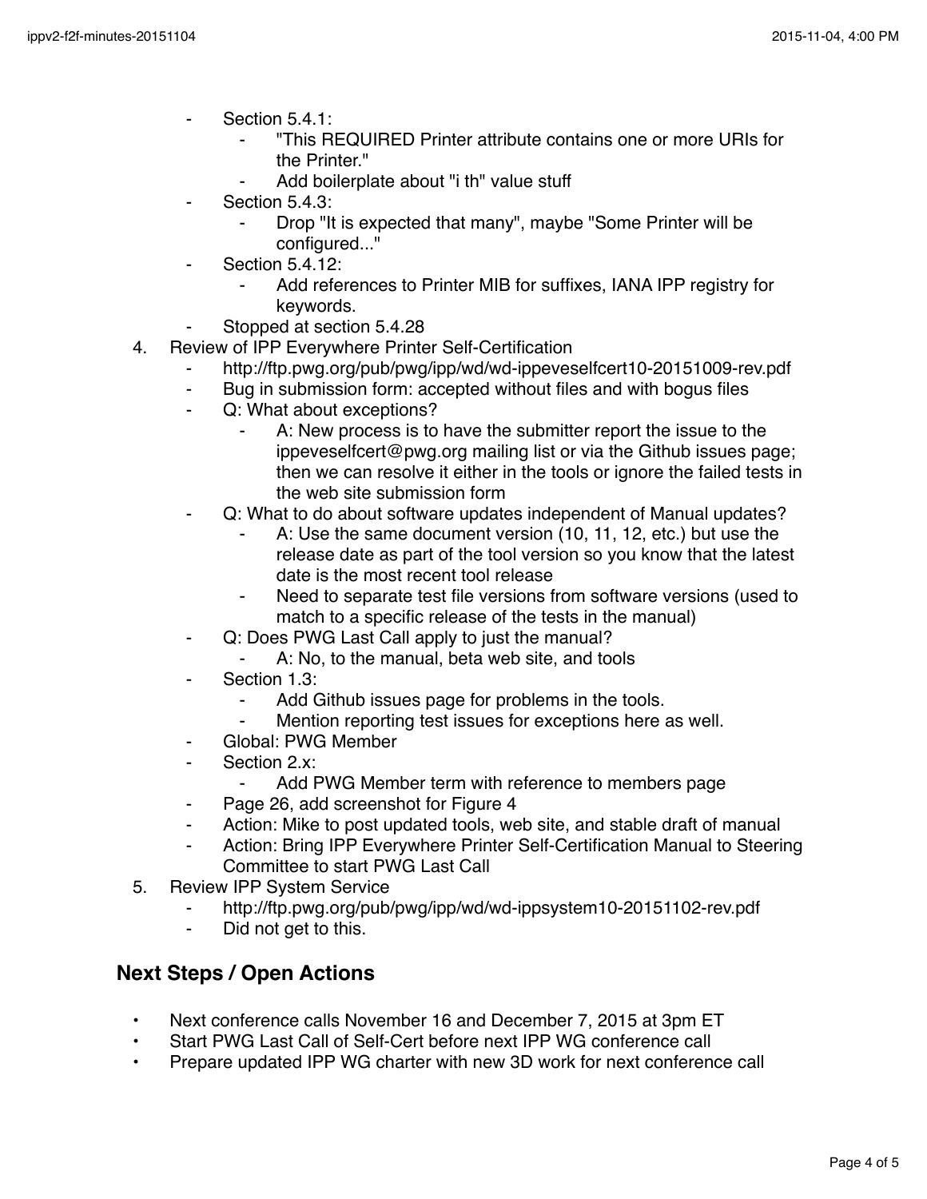- Section 5.4.1:
    - "This REQUIRED Printer attribute contains one or more URIs for the Printer."
    - Add boilerplate about "i th" value stuff
- Section 5.4.3:
    - Drop "It is expected that many", maybe "Some Printer will be configured..."
- Section 5.4.12:
    - Add references to Printer MIB for suffixes, IANA IPP registry for keywords.
- Stopped at section 5.4.28

4. Review of IPP Everywhere Printer Self-Certification
    - http://ftp.pwg.org/pub/pwg/ipp/wd/wd-ippeveselfcert10-20151009-rev.pdf
    - Bug in submission form: accepted without files and with bogus files
    - Q: What about exceptions?
        - A: New process is to have the submitter report the issue to the ippeveselfcert@pwg.org mailing list or via the Github issues page; then we can resolve it either in the tools or ignore the failed tests in the web site submission form
    - Q: What to do about software updates independent of Manual updates?
        - A: Use the same document version (10, 11, 12, etc.) but use the release date as part of the tool version so you know that the latest date is the most recent tool release
        - Need to separate test file versions from software versions (used to match to a specific release of the tests in the manual)
    - Q: Does PWG Last Call apply to just the manual?
        - A: No, to the manual, beta web site, and tools
    - Section 1.3:
        - Add Github issues page for problems in the tools.
        - Mention reporting test issues for exceptions here as well.
    - Global: PWG Member
    - Section 2.x:
        - Add PWG Member term with reference to members page
    - Page 26, add screenshot for Figure 4
    - Action: Mike to post updated tools, web site, and stable draft of manual
    - Action: Bring IPP Everywhere Printer Self-Certification Manual to Steering Committee to start PWG Last Call
5. Review IPP System Service
    - http://ftp.pwg.org/pub/pwg/ipp/wd/wd-ippsystem10-20151102-rev.pdf
    - Did not get to this.

## Next Steps / Open Actions

- Next conference calls November 16 and December 7, 2015 at 3pm ET
- Start PWG Last Call of Self-Cert before next IPP WG conference call
- Prepare updated IPP WG charter with new 3D work for next conference call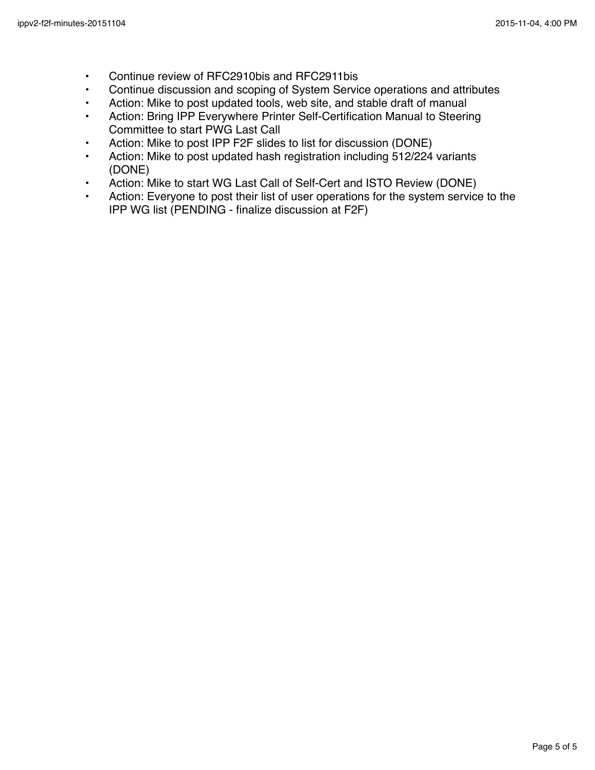- Continue review of RFC2910bis and RFC2911bis
- Continue discussion and scoping of System Service operations and attributes
- Action: Mike to post updated tools, web site, and stable draft of manual
- Action: Bring IPP Everywhere Printer Self-Certification Manual to Steering Committee to start PWG Last Call
- Action: Mike to post IPP F2F slides to list for discussion (DONE)
- Action: Mike to post updated hash registration including 512/224 variants (DONE)
- Action: Mike to start WG Last Call of Self-Cert and ISTO Review (DONE)
- Action: Everyone to post their list of user operations for the system service to the IPP WG list (PENDING - finalize discussion at F2F)